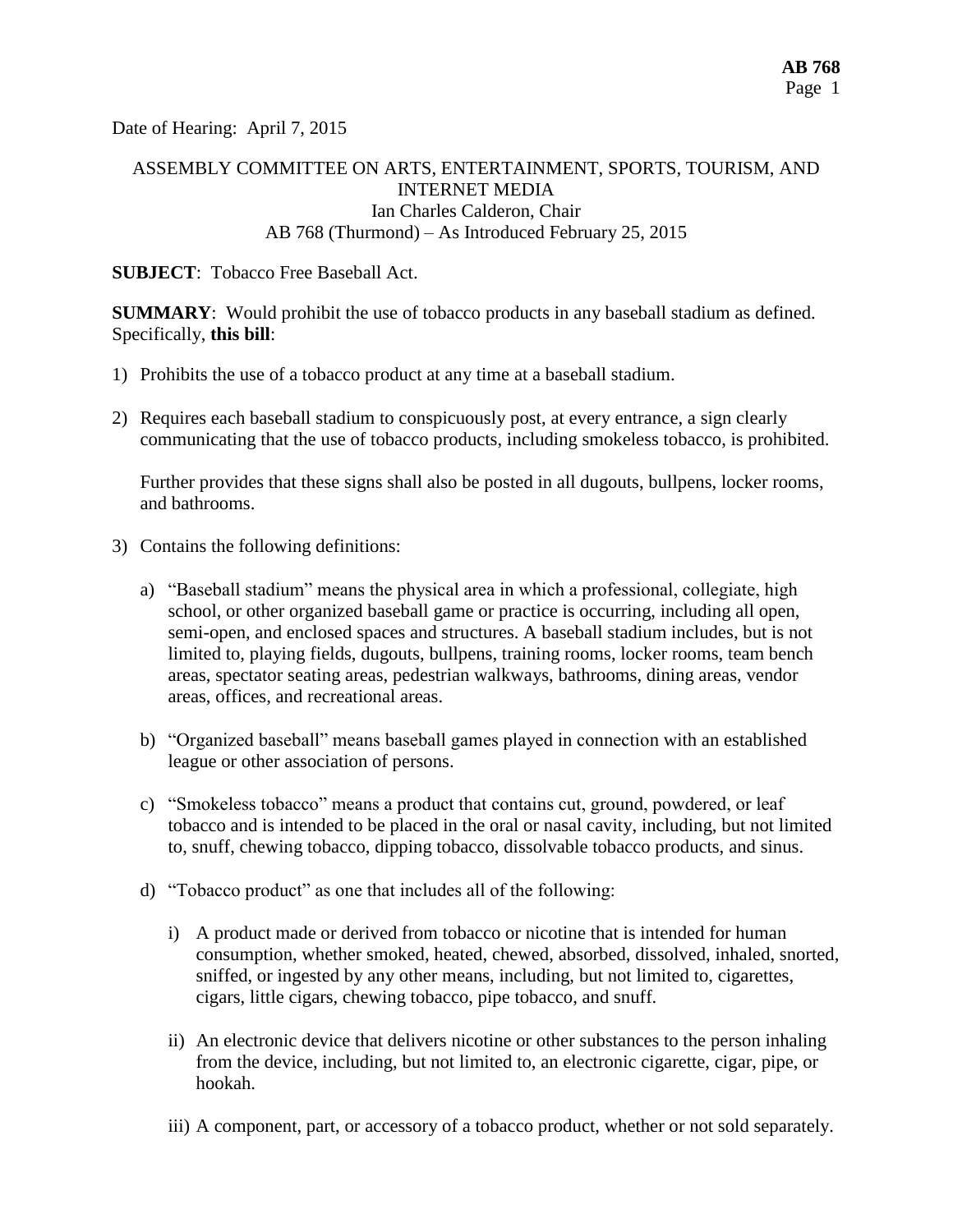Date of Hearing: April 7, 2015

ASSEMBLY COMMITTEE ON ARTS, ENTERTAINMENT, SPORTS, TOURISM, AND INTERNET MEDIA
Ian Charles Calderon, Chair
AB 768 (Thurmond) – As Introduced February 25, 2015

**SUBJECT**: Tobacco Free Baseball Act.

**SUMMARY**: Would prohibit the use of tobacco products in any baseball stadium as defined. Specifically, **this bill**:

1) Prohibits the use of a tobacco product at any time at a baseball stadium.

2) Requires each baseball stadium to conspicuously post, at every entrance, a sign clearly communicating that the use of tobacco products, including smokeless tobacco, is prohibited.

   Further provides that these signs shall also be posted in all dugouts, bullpens, locker rooms, and bathrooms.

3) Contains the following definitions:

   a) "Baseball stadium" means the physical area in which a professional, collegiate, high school, or other organized baseball game or practice is occurring, including all open, semi-open, and enclosed spaces and structures. A baseball stadium includes, but is not limited to, playing fields, dugouts, bullpens, training rooms, locker rooms, team bench areas, spectator seating areas, pedestrian walkways, bathrooms, dining areas, vendor areas, offices, and recreational areas.

   b) "Organized baseball" means baseball games played in connection with an established league or other association of persons.

   c) "Smokeless tobacco" means a product that contains cut, ground, powdered, or leaf tobacco and is intended to be placed in the oral or nasal cavity, including, but not limited to, snuff, chewing tobacco, dipping tobacco, dissolvable tobacco products, and sinus.

   d) "Tobacco product" as one that includes all of the following:

      i) A product made or derived from tobacco or nicotine that is intended for human consumption, whether smoked, heated, chewed, absorbed, dissolved, inhaled, snorted, sniffed, or ingested by any other means, including, but not limited to, cigarettes, cigars, little cigars, chewing tobacco, pipe tobacco, and snuff.

      ii) An electronic device that delivers nicotine or other substances to the person inhaling from the device, including, but not limited to, an electronic cigarette, cigar, pipe, or hookah.

      iii) A component, part, or accessory of a tobacco product, whether or not sold separately.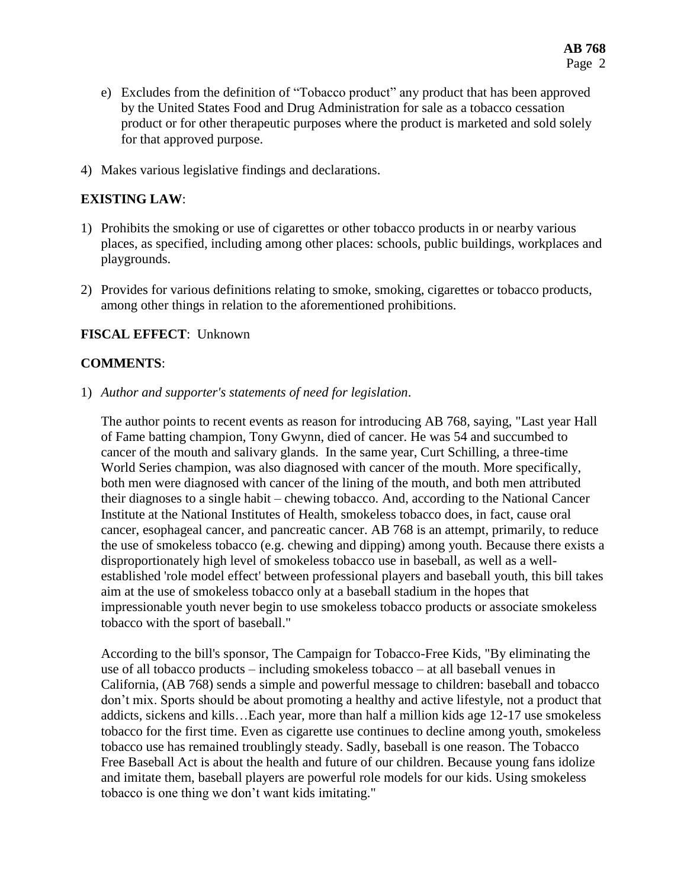e) Excludes from the definition of "Tobacco product" any product that has been approved by the United States Food and Drug Administration for sale as a tobacco cessation product or for other therapeutic purposes where the product is marketed and sold solely for that approved purpose.

4) Makes various legislative findings and declarations.

**EXISTING LAW**:

1) Prohibits the smoking or use of cigarettes or other tobacco products in or nearby various places, as specified, including among other places: schools, public buildings, workplaces and playgrounds.

2) Provides for various definitions relating to smoke, smoking, cigarettes or tobacco products, among other things in relation to the aforementioned prohibitions.

**FISCAL EFFECT**: Unknown

**COMMENTS**:

1) *Author and supporter's statements of need for legislation*.

   The author points to recent events as reason for introducing AB 768, saying, "Last year Hall of Fame batting champion, Tony Gwynn, died of cancer. He was 54 and succumbed to cancer of the mouth and salivary glands. In the same year, Curt Schilling, a three-time World Series champion, was also diagnosed with cancer of the mouth. More specifically, both men were diagnosed with cancer of the lining of the mouth, and both men attributed their diagnoses to a single habit – chewing tobacco. And, according to the National Cancer Institute at the National Institutes of Health, smokeless tobacco does, in fact, cause oral cancer, esophageal cancer, and pancreatic cancer. AB 768 is an attempt, primarily, to reduce the use of smokeless tobacco (e.g. chewing and dipping) among youth. Because there exists a disproportionately high level of smokeless tobacco use in baseball, as well as a well-established 'role model effect' between professional players and baseball youth, this bill takes aim at the use of smokeless tobacco only at a baseball stadium in the hopes that impressionable youth never begin to use smokeless tobacco products or associate smokeless tobacco with the sport of baseball."

   According to the bill's sponsor, The Campaign for Tobacco-Free Kids, "By eliminating the use of all tobacco products – including smokeless tobacco – at all baseball venues in California, (AB 768) sends a simple and powerful message to children: baseball and tobacco don't mix. Sports should be about promoting a healthy and active lifestyle, not a product that addicts, sickens and kills…Each year, more than half a million kids age 12-17 use smokeless tobacco for the first time. Even as cigarette use continues to decline among youth, smokeless tobacco use has remained troublingly steady. Sadly, baseball is one reason. The Tobacco Free Baseball Act is about the health and future of our children. Because young fans idolize and imitate them, baseball players are powerful role models for our kids. Using smokeless tobacco is one thing we don't want kids imitating."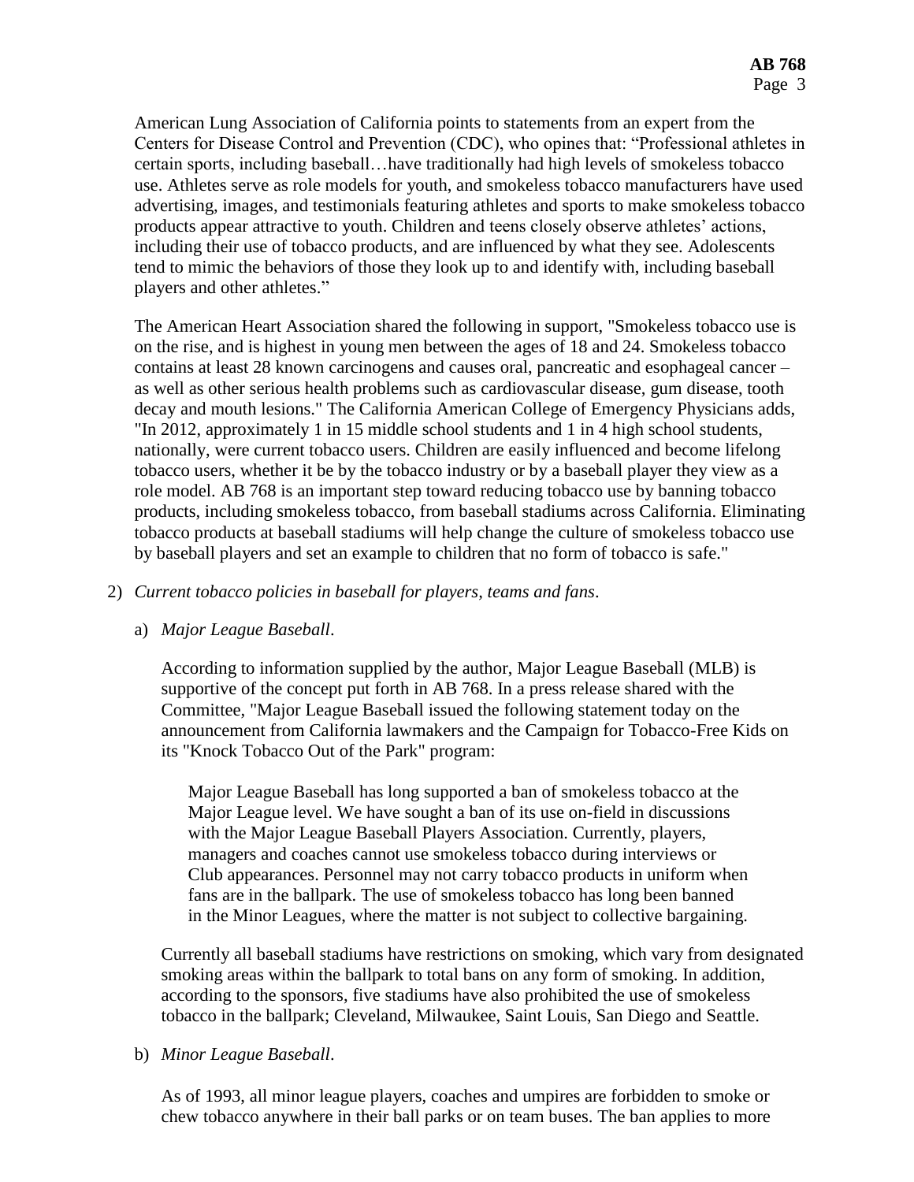American Lung Association of California points to statements from an expert from the Centers for Disease Control and Prevention (CDC), who opines that: "Professional athletes in certain sports, including baseball…have traditionally had high levels of smokeless tobacco use. Athletes serve as role models for youth, and smokeless tobacco manufacturers have used advertising, images, and testimonials featuring athletes and sports to make smokeless tobacco products appear attractive to youth. Children and teens closely observe athletes' actions, including their use of tobacco products, and are influenced by what they see. Adolescents tend to mimic the behaviors of those they look up to and identify with, including baseball players and other athletes."

The American Heart Association shared the following in support, "Smokeless tobacco use is on the rise, and is highest in young men between the ages of 18 and 24. Smokeless tobacco contains at least 28 known carcinogens and causes oral, pancreatic and esophageal cancer – as well as other serious health problems such as cardiovascular disease, gum disease, tooth decay and mouth lesions." The California American College of Emergency Physicians adds, "In 2012, approximately 1 in 15 middle school students and 1 in 4 high school students, nationally, were current tobacco users. Children are easily influenced and become lifelong tobacco users, whether it be by the tobacco industry or by a baseball player they view as a role model. AB 768 is an important step toward reducing tobacco use by banning tobacco products, including smokeless tobacco, from baseball stadiums across California. Eliminating tobacco products at baseball stadiums will help change the culture of smokeless tobacco use by baseball players and set an example to children that no form of tobacco is safe."

2) *Current tobacco policies in baseball for players, teams and fans*.

   a) *Major League Baseball*.

   According to information supplied by the author, Major League Baseball (MLB) is supportive of the concept put forth in AB 768. In a press release shared with the Committee, "Major League Baseball issued the following statement today on the announcement from California lawmakers and the Campaign for Tobacco-Free Kids on its "Knock Tobacco Out of the Park" program:

   > Major League Baseball has long supported a ban of smokeless tobacco at the Major League level. We have sought a ban of its use on-field in discussions with the Major League Baseball Players Association. Currently, players, managers and coaches cannot use smokeless tobacco during interviews or Club appearances. Personnel may not carry tobacco products in uniform when fans are in the ballpark. The use of smokeless tobacco has long been banned in the Minor Leagues, where the matter is not subject to collective bargaining.

   Currently all baseball stadiums have restrictions on smoking, which vary from designated smoking areas within the ballpark to total bans on any form of smoking. In addition, according to the sponsors, five stadiums have also prohibited the use of smokeless tobacco in the ballpark; Cleveland, Milwaukee, Saint Louis, San Diego and Seattle.

   b) *Minor League Baseball*.

   As of 1993, all minor league players, coaches and umpires are forbidden to smoke or chew tobacco anywhere in their ball parks or on team buses. The ban applies to more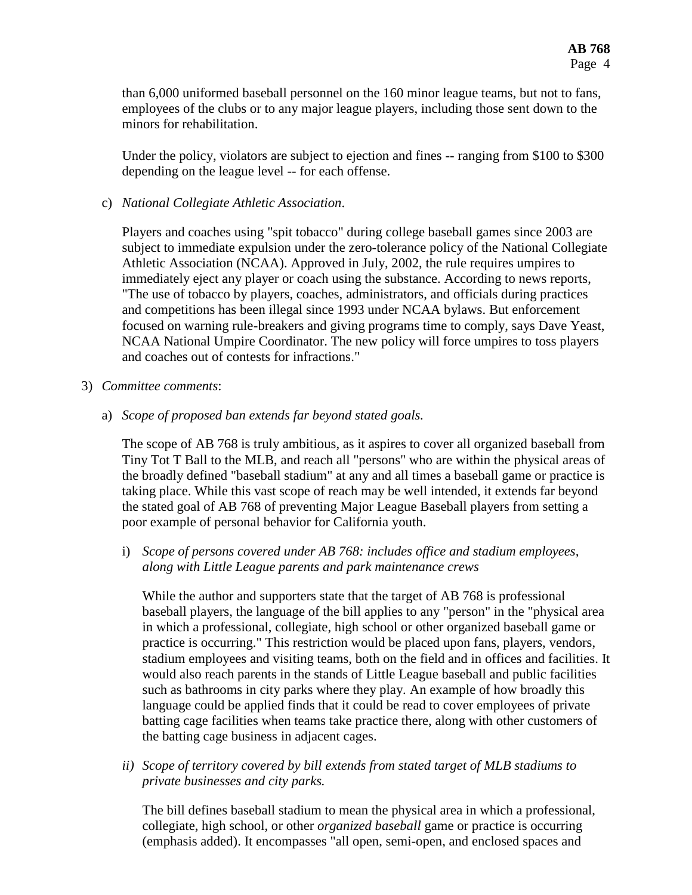than 6,000 uniformed baseball personnel on the 160 minor league teams, but not to fans, employees of the clubs or to any major league players, including those sent down to the minors for rehabilitation.

Under the policy, violators are subject to ejection and fines -- ranging from $100 to $300 depending on the league level -- for each offense.

c) *National Collegiate Athletic Association*.

Players and coaches using "spit tobacco" during college baseball games since 2003 are subject to immediate expulsion under the zero-tolerance policy of the National Collegiate Athletic Association (NCAA). Approved in July, 2002, the rule requires umpires to immediately eject any player or coach using the substance. According to news reports, "The use of tobacco by players, coaches, administrators, and officials during practices and competitions has been illegal since 1993 under NCAA bylaws. But enforcement focused on warning rule-breakers and giving programs time to comply, says Dave Yeast, NCAA National Umpire Coordinator. The new policy will force umpires to toss players and coaches out of contests for infractions."

3) *Committee comments*:

a) *Scope of proposed ban extends far beyond stated goals.*

The scope of AB 768 is truly ambitious, as it aspires to cover all organized baseball from Tiny Tot T Ball to the MLB, and reach all "persons" who are within the physical areas of the broadly defined "baseball stadium" at any and all times a baseball game or practice is taking place. While this vast scope of reach may be well intended, it extends far beyond the stated goal of AB 768 of preventing Major League Baseball players from setting a poor example of personal behavior for California youth.

i) *Scope of persons covered under AB 768: includes office and stadium employees, along with Little League parents and park maintenance crews*

While the author and supporters state that the target of AB 768 is professional baseball players, the language of the bill applies to any "person" in the "physical area in which a professional, collegiate, high school or other organized baseball game or practice is occurring." This restriction would be placed upon fans, players, vendors, stadium employees and visiting teams, both on the field and in offices and facilities. It would also reach parents in the stands of Little League baseball and public facilities such as bathrooms in city parks where they play. An example of how broadly this language could be applied finds that it could be read to cover employees of private batting cage facilities when teams take practice there, along with other customers of the batting cage business in adjacent cages.

ii) *Scope of territory covered by bill extends from stated target of MLB stadiums to private businesses and city parks.*

The bill defines baseball stadium to mean the physical area in which a professional, collegiate, high school, or other *organized baseball* game or practice is occurring (emphasis added). It encompasses "all open, semi-open, and enclosed spaces and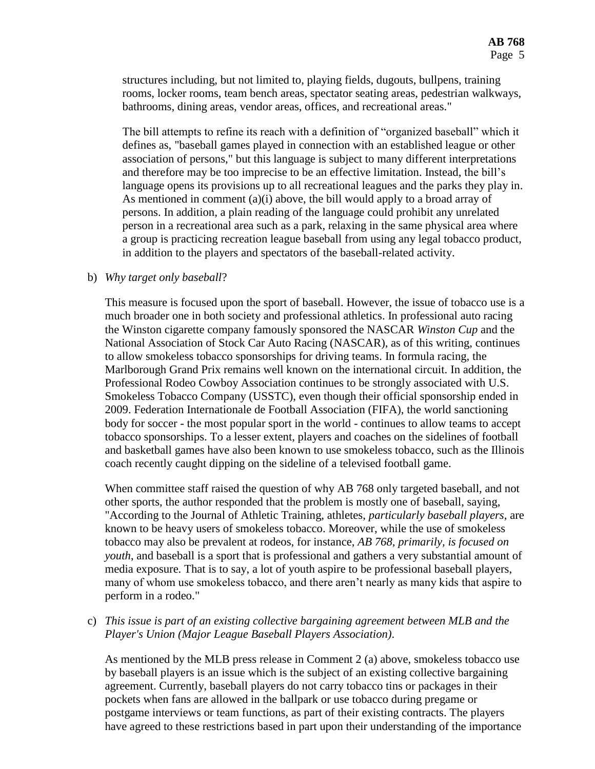structures including, but not limited to, playing fields, dugouts, bullpens, training rooms, locker rooms, team bench areas, spectator seating areas, pedestrian walkways, bathrooms, dining areas, vendor areas, offices, and recreational areas."

The bill attempts to refine its reach with a definition of "organized baseball" which it defines as, "baseball games played in connection with an established league or other association of persons," but this language is subject to many different interpretations and therefore may be too imprecise to be an effective limitation. Instead, the bill's language opens its provisions up to all recreational leagues and the parks they play in. As mentioned in comment (a)(i) above, the bill would apply to a broad array of persons. In addition, a plain reading of the language could prohibit any unrelated person in a recreational area such as a park, relaxing in the same physical area where a group is practicing recreation league baseball from using any legal tobacco product, in addition to the players and spectators of the baseball-related activity.

b) *Why target only baseball*?

This measure is focused upon the sport of baseball. However, the issue of tobacco use is a much broader one in both society and professional athletics. In professional auto racing the Winston cigarette company famously sponsored the NASCAR *Winston Cup* and the National Association of Stock Car Auto Racing (NASCAR), as of this writing, continues to allow smokeless tobacco sponsorships for driving teams. In formula racing, the Marlborough Grand Prix remains well known on the international circuit. In addition, the Professional Rodeo Cowboy Association continues to be strongly associated with U.S. Smokeless Tobacco Company (USSTC), even though their official sponsorship ended in 2009. Federation Internationale de Football Association (FIFA), the world sanctioning body for soccer - the most popular sport in the world - continues to allow teams to accept tobacco sponsorships. To a lesser extent, players and coaches on the sidelines of football and basketball games have also been known to use smokeless tobacco, such as the Illinois coach recently caught dipping on the sideline of a televised football game.

When committee staff raised the question of why AB 768 only targeted baseball, and not other sports, the author responded that the problem is mostly one of baseball, saying, "According to the Journal of Athletic Training, athletes, *particularly baseball players*, are known to be heavy users of smokeless tobacco. Moreover, while the use of smokeless tobacco may also be prevalent at rodeos, for instance, *AB 768, primarily, is focused on youth*, and baseball is a sport that is professional and gathers a very substantial amount of media exposure. That is to say, a lot of youth aspire to be professional baseball players, many of whom use smokeless tobacco, and there aren't nearly as many kids that aspire to perform in a rodeo."

c) *This issue is part of an existing collective bargaining agreement between MLB and the Player's Union (Major League Baseball Players Association).*

As mentioned by the MLB press release in Comment 2 (a) above, smokeless tobacco use by baseball players is an issue which is the subject of an existing collective bargaining agreement. Currently, baseball players do not carry tobacco tins or packages in their pockets when fans are allowed in the ballpark or use tobacco during pregame or postgame interviews or team functions, as part of their existing contracts. The players have agreed to these restrictions based in part upon their understanding of the importance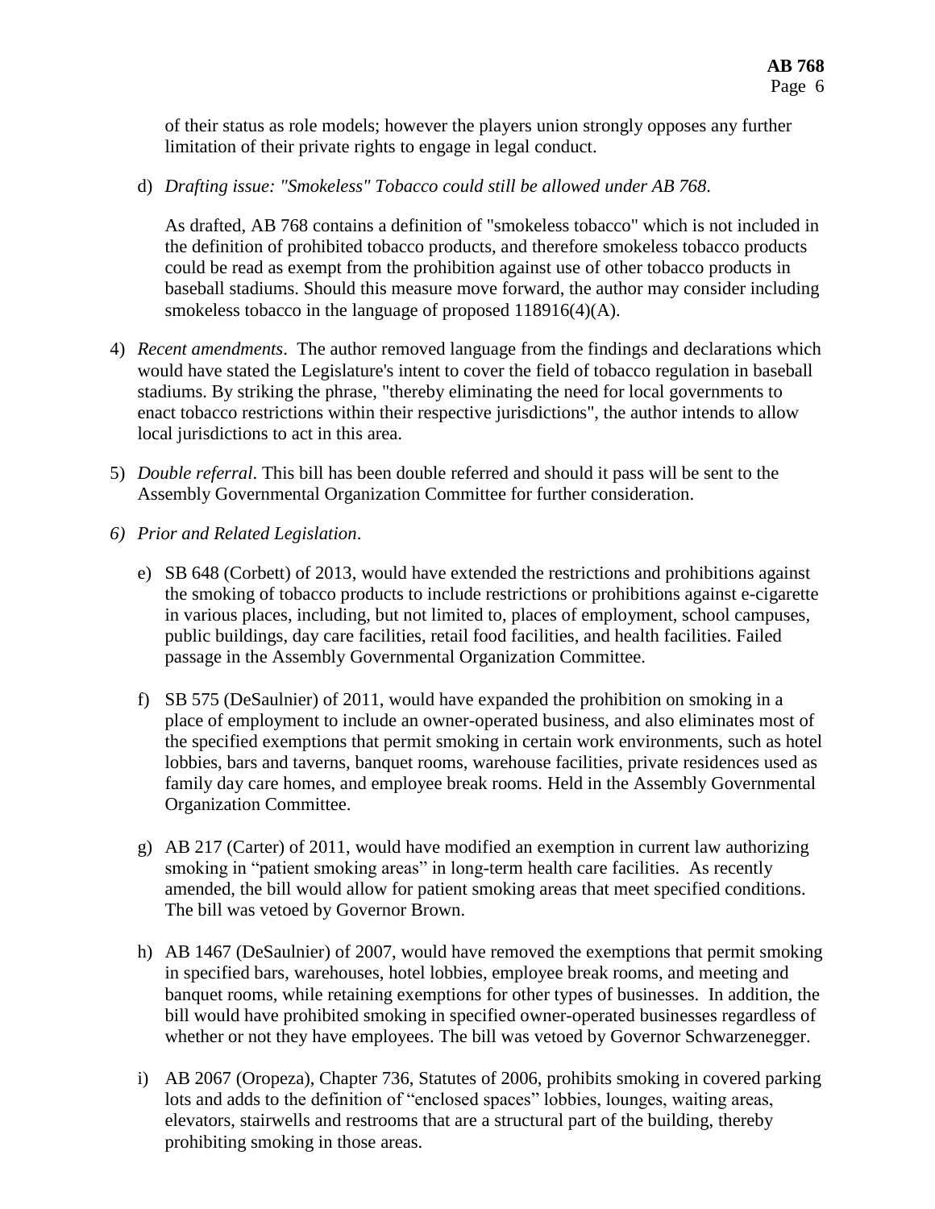of their status as role models; however the players union strongly opposes any further limitation of their private rights to engage in legal conduct.

d) *Drafting issue: "Smokeless" Tobacco could still be allowed under AB 768*.

   As drafted, AB 768 contains a definition of "smokeless tobacco" which is not included in the definition of prohibited tobacco products, and therefore smokeless tobacco products could be read as exempt from the prohibition against use of other tobacco products in baseball stadiums. Should this measure move forward, the author may consider including smokeless tobacco in the language of proposed 118916(4)(A).

4) *Recent amendments*. The author removed language from the findings and declarations which would have stated the Legislature's intent to cover the field of tobacco regulation in baseball stadiums. By striking the phrase, "thereby eliminating the need for local governments to enact tobacco restrictions within their respective jurisdictions", the author intends to allow local jurisdictions to act in this area.

5) *Double referral*. This bill has been double referred and should it pass will be sent to the Assembly Governmental Organization Committee for further consideration.

6) *Prior and Related Legislation*.

   e) SB 648 (Corbett) of 2013, would have extended the restrictions and prohibitions against the smoking of tobacco products to include restrictions or prohibitions against e-cigarette in various places, including, but not limited to, places of employment, school campuses, public buildings, day care facilities, retail food facilities, and health facilities. Failed passage in the Assembly Governmental Organization Committee.

   f) SB 575 (DeSaulnier) of 2011, would have expanded the prohibition on smoking in a place of employment to include an owner-operated business, and also eliminates most of the specified exemptions that permit smoking in certain work environments, such as hotel lobbies, bars and taverns, banquet rooms, warehouse facilities, private residences used as family day care homes, and employee break rooms. Held in the Assembly Governmental Organization Committee.

   g) AB 217 (Carter) of 2011, would have modified an exemption in current law authorizing smoking in "patient smoking areas" in long-term health care facilities. As recently amended, the bill would allow for patient smoking areas that meet specified conditions. The bill was vetoed by Governor Brown.

   h) AB 1467 (DeSaulnier) of 2007, would have removed the exemptions that permit smoking in specified bars, warehouses, hotel lobbies, employee break rooms, and meeting and banquet rooms, while retaining exemptions for other types of businesses. In addition, the bill would have prohibited smoking in specified owner-operated businesses regardless of whether or not they have employees. The bill was vetoed by Governor Schwarzenegger.

   i) AB 2067 (Oropeza), Chapter 736, Statutes of 2006, prohibits smoking in covered parking lots and adds to the definition of "enclosed spaces" lobbies, lounges, waiting areas, elevators, stairwells and restrooms that are a structural part of the building, thereby prohibiting smoking in those areas.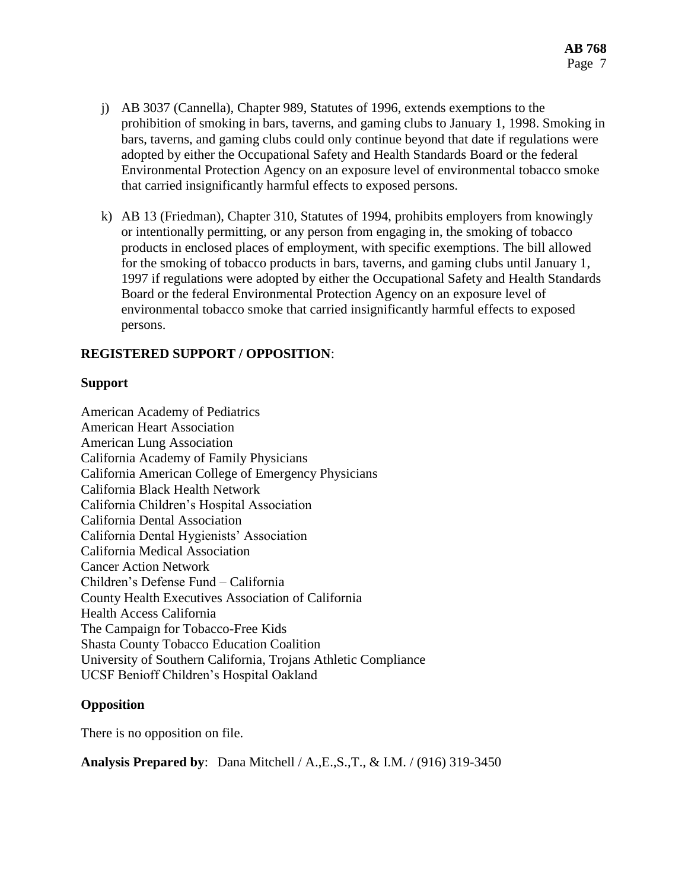j) AB 3037 (Cannella), Chapter 989, Statutes of 1996, extends exemptions to the prohibition of smoking in bars, taverns, and gaming clubs to January 1, 1998. Smoking in bars, taverns, and gaming clubs could only continue beyond that date if regulations were adopted by either the Occupational Safety and Health Standards Board or the federal Environmental Protection Agency on an exposure level of environmental tobacco smoke that carried insignificantly harmful effects to exposed persons.

k) AB 13 (Friedman), Chapter 310, Statutes of 1994, prohibits employers from knowingly or intentionally permitting, or any person from engaging in, the smoking of tobacco products in enclosed places of employment, with specific exemptions. The bill allowed for the smoking of tobacco products in bars, taverns, and gaming clubs until January 1, 1997 if regulations were adopted by either the Occupational Safety and Health Standards Board or the federal Environmental Protection Agency on an exposure level of environmental tobacco smoke that carried insignificantly harmful effects to exposed persons.

**REGISTERED SUPPORT / OPPOSITION**:

**Support**

American Academy of Pediatrics
American Heart Association
American Lung Association
California Academy of Family Physicians
California American College of Emergency Physicians
California Black Health Network
California Children's Hospital Association
California Dental Association
California Dental Hygienists' Association
California Medical Association
Cancer Action Network
Children's Defense Fund – California
County Health Executives Association of California
Health Access California
The Campaign for Tobacco-Free Kids
Shasta County Tobacco Education Coalition
University of Southern California, Trojans Athletic Compliance
UCSF Benioff Children's Hospital Oakland

**Opposition**

There is no opposition on file.

**Analysis Prepared by**: Dana Mitchell / A.,E.,S.,T., & I.M. / (916) 319-3450